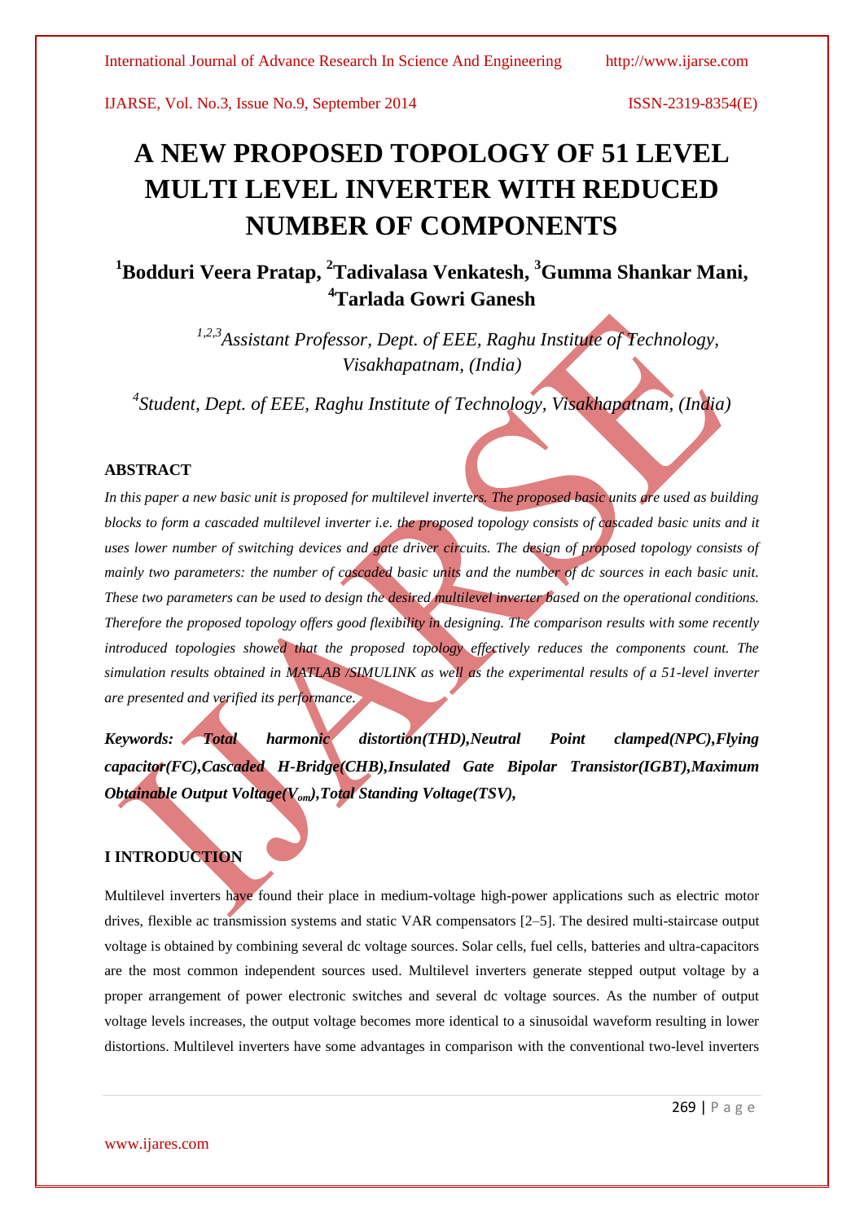# A NEW PROPOSED TOPOLOGY OF 51 LEVEL MULTI LEVEL INVERTER WITH REDUCED NUMBER OF COMPONENTS

## [1]Bodduri Veera Pratap, [2]Tadivalasa Venkatesh, [3]Gumma Shankar Mani, [4]Tarlada Gowri Ganesh

*[1,2,3]Assistant Professor, Dept. of EEE, Raghu Institute of Technology, Visakhapatnam, (India)*

*[4]Student, Dept. of EEE, Raghu Institute of Technology, Visakhapatnam, (India)*

### ABSTRACT

*In this paper a new basic unit is proposed for multilevel inverters. The proposed basic units are used as building blocks to form a cascaded multilevel inverter i.e. the proposed topology consists of cascaded basic units and it uses lower number of switching devices and gate driver circuits. The design of proposed topology consists of mainly two parameters: the number of cascaded basic units and the number of dc sources in each basic unit. These two parameters can be used to design the desired multilevel inverter based on the operational conditions. Therefore the proposed topology offers good flexibility in designing. The comparison results with some recently introduced topologies showed that the proposed topology effectively reduces the components count. The simulation results obtained in MATLAB /SIMULINK as well as the experimental results of a 51-level inverter are presented and verified its performance.*

***Keywords:** Total harmonic distortion(THD),Neutral Point clamped(NPC),Flying capacitor(FC),Cascaded H-Bridge(CHB),Insulated Gate Bipolar Transistor(IGBT),Maximum Obtainable Output Voltage($V_{om}$),Total Standing Voltage(TSV),*

### I INTRODUCTION

Multilevel inverters have found their place in medium-voltage high-power applications such as electric motor drives, flexible ac transmission systems and static VAR compensators [2–5]. The desired multi-staircase output voltage is obtained by combining several dc voltage sources. Solar cells, fuel cells, batteries and ultra-capacitors are the most common independent sources used. Multilevel inverters generate stepped output voltage by a proper arrangement of power electronic switches and several dc voltage sources. As the number of output voltage levels increases, the output voltage becomes more identical to a sinusoidal waveform resulting in lower distortions. Multilevel inverters have some advantages in comparison with the conventional two-level inverters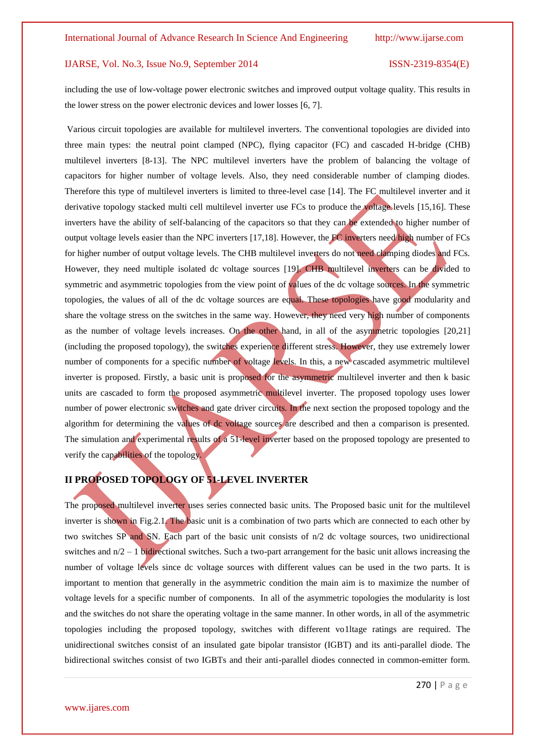including the use of low-voltage power electronic switches and improved output voltage quality. This results in the lower stress on the power electronic devices and lower losses [6, 7].

Various circuit topologies are available for multilevel inverters. The conventional topologies are divided into three main types: the neutral point clamped (NPC), flying capacitor (FC) and cascaded H-bridge (CHB) multilevel inverters [8-13]. The NPC multilevel inverters have the problem of balancing the voltage of capacitors for higher number of voltage levels. Also, they need considerable number of clamping diodes. Therefore this type of multilevel inverters is limited to three-level case [14]. The FC multilevel inverter and it derivative topology stacked multi cell multilevel inverter use FCs to produce the voltage levels [15,16]. These inverters have the ability of self-balancing of the capacitors so that they can be extended to higher number of output voltage levels easier than the NPC inverters [17,18]. However, the FC inverters need high number of FCs for higher number of output voltage levels. The CHB multilevel inverters do not need clamping diodes and FCs. However, they need multiple isolated dc voltage sources [19]. CHB multilevel inverters can be divided to symmetric and asymmetric topologies from the view point of values of the dc voltage sources. In the symmetric topologies, the values of all of the dc voltage sources are equal. These topologies have good modularity and share the voltage stress on the switches in the same way. However, they need very high number of components as the number of voltage levels increases. On the other hand, in all of the asymmetric topologies [20,21] (including the proposed topology), the switches experience different stress. However, they use extremely lower number of components for a specific number of voltage levels. In this, a new cascaded asymmetric multilevel inverter is proposed. Firstly, a basic unit is proposed for the asymmetric multilevel inverter and then k basic units are cascaded to form the proposed asymmetric multilevel inverter. The proposed topology uses lower number of power electronic switches and gate driver circuits. In the next section the proposed topology and the algorithm for determining the values of dc voltage sources are described and then a comparison is presented. The simulation and experimental results of a 51-level inverter based on the proposed topology are presented to verify the capabilities of the topology.

## II PROPOSED TOPOLOGY OF 51-LEVEL INVERTER

The proposed multilevel inverter uses series connected basic units. The Proposed basic unit for the multilevel inverter is shown in Fig.2.1. The basic unit is a combination of two parts which are connected to each other by two switches SP and SN. Each part of the basic unit consists of $n/2$ dc voltage sources, two unidirectional switches and $n/2 – 1$ bidirectional switches. Such a two-part arrangement for the basic unit allows increasing the number of voltage levels since dc voltage sources with different values can be used in the two parts. It is important to mention that generally in the asymmetric condition the main aim is to maximize the number of voltage levels for a specific number of components. In all of the asymmetric topologies the modularity is lost and the switches do not share the operating voltage in the same manner. In other words, in all of the asymmetric topologies including the proposed topology, switches with different vo1ltage ratings are required. The unidirectional switches consist of an insulated gate bipolar transistor (IGBT) and its anti-parallel diode. The bidirectional switches consist of two IGBTs and their anti-parallel diodes connected in common-emitter form.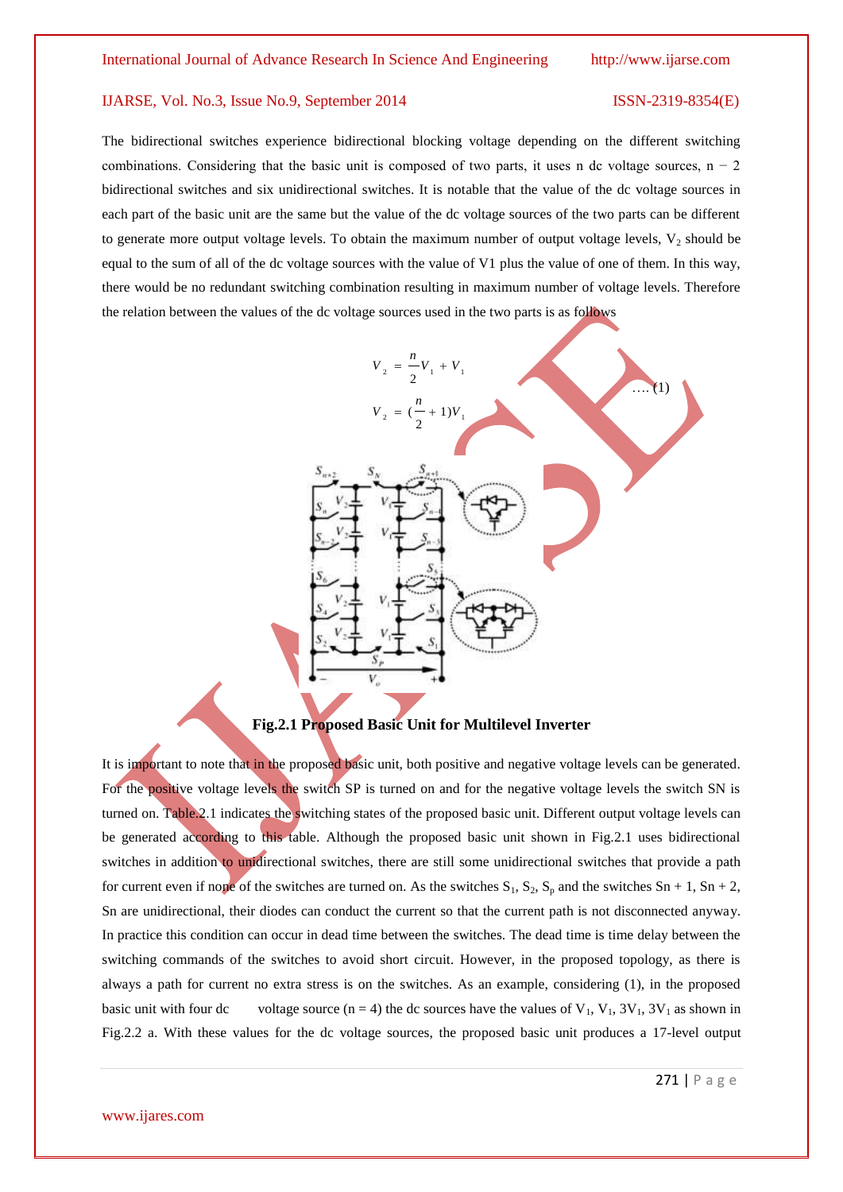The bidirectional switches experience bidirectional blocking voltage depending on the different switching combinations. Considering that the basic unit is composed of two parts, it uses n dc voltage sources, n − 2 bidirectional switches and six unidirectional switches. It is notable that the value of the dc voltage sources in each part of the basic unit are the same but the value of the dc voltage sources of the two parts can be different to generate more output voltage levels. To obtain the maximum number of output voltage levels, $V_2$ should be equal to the sum of all of the dc voltage sources with the value of V1 plus the value of one of them. In this way, there would be no redundant switching combination resulting in maximum number of voltage levels. Therefore the relation between the values of the dc voltage sources used in the two parts is as follows

$$V_2 = \frac{n}{2}V_1 + V_1$$
$$V_2 = (\frac{n}{2} + 1)V_1 \quad \text{.... (1)}$$

**Fig.2.1 Proposed Basic Unit for Multilevel Inverter**

It is important to note that in the proposed basic unit, both positive and negative voltage levels can be generated. For the positive voltage levels the switch SP is turned on and for the negative voltage levels the switch SN is turned on. Table.2.1 indicates the switching states of the proposed basic unit. Different output voltage levels can be generated according to this table. Although the proposed basic unit shown in Fig.2.1 uses bidirectional switches in addition to unidirectional switches, there are still some unidirectional switches that provide a path for current even if none of the switches are turned on. As the switches $S_1$, $S_2$, $S_p$ and the switches Sn + 1, Sn + 2, Sn are unidirectional, their diodes can conduct the current so that the current path is not disconnected anyway. In practice this condition can occur in dead time between the switches. The dead time is time delay between the switching commands of the switches to avoid short circuit. However, in the proposed topology, as there is always a path for current no extra stress is on the switches. As an example, considering (1), in the proposed basic unit with four dc voltage source (n = 4) the dc sources have the values of $V_1$, $V_1$, $3V_1$, $3V_1$ as shown in Fig.2.2 a. With these values for the dc voltage sources, the proposed basic unit produces a 17-level output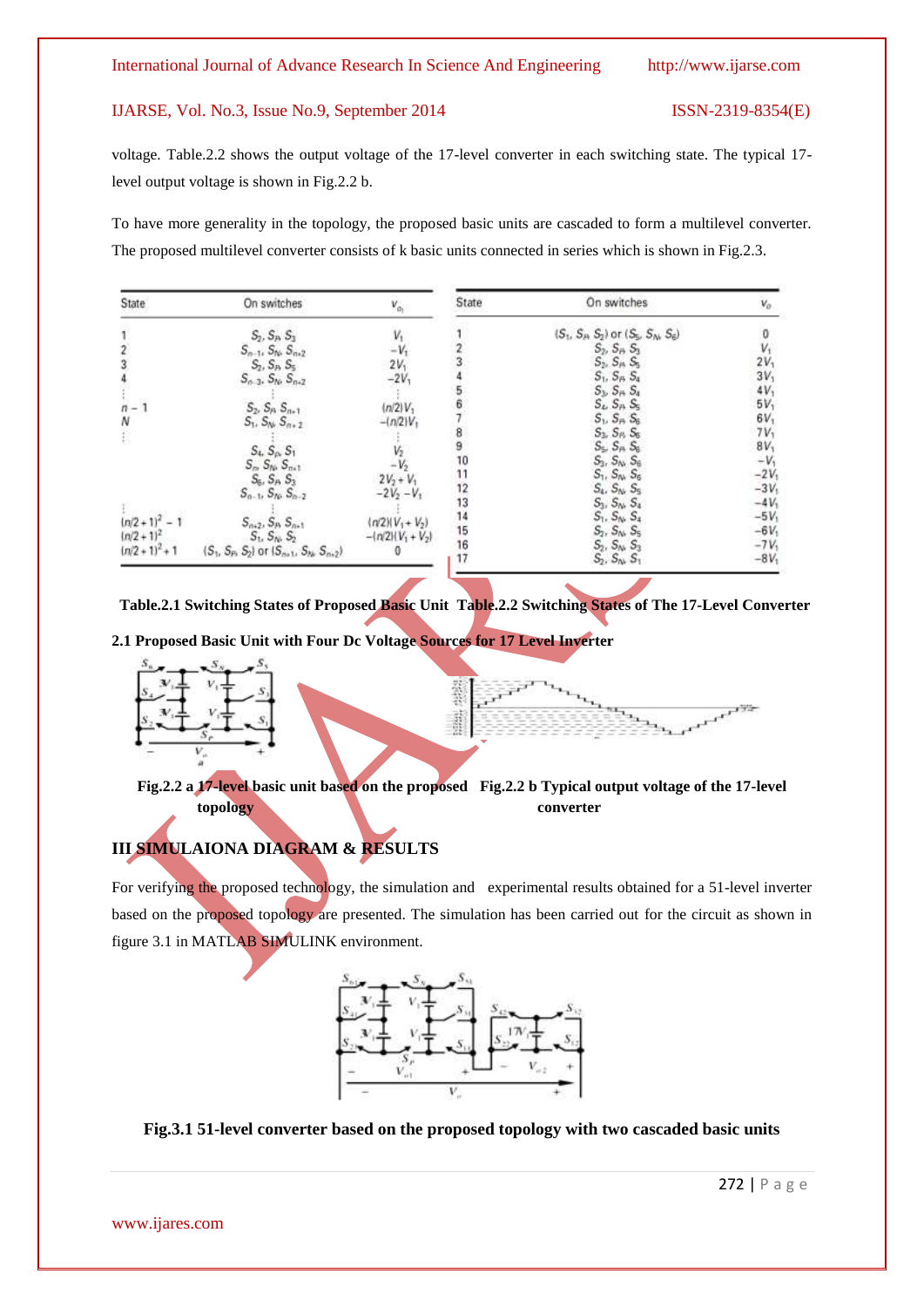voltage. Table.2.2 shows the output voltage of the 17-level converter in each switching state. The typical 17-level output voltage is shown in Fig.2.2 b.

To have more generality in the topology, the proposed basic units are cascaded to form a multilevel converter. The proposed multilevel converter consists of k basic units connected in series which is shown in Fig.2.3.

| State | On switches | $v_{o_1}$ |
|---|---|---|
| 1 | $S_2, S_P, S_3$ | $V_1$ |
| 2 | $S_{n-1}, S_N, S_{n+2}$ | $-V_1$ |
| 3 | $S_2, S_P, S_5$ | $2V_1$ |
| 4 | $S_{n-3}, S_N, S_{n+2}$ | $-2V_1$ |
| ⋮ | ⋮ | ⋮ |
| $n-1$ | $S_2, S_P, S_{n+1}$ | $(n/2)V_1$ |
| $N$ | $S_1, S_N, S_{n+2}$ | $-(n/2)V_1$ |
| ⋮ | ⋮ | ⋮ |
| | $S_4, S_P, S_1$ | $V_2$ |
| | $S_n, S_N, S_{n+1}$ | $-V_2$ |
| | $S_6, S_P, S_3$ | $2V_2+V_1$ |
| | $S_{n-1}, S_N, S_{n-2}$ | $-2V_2-V_1$ |
| ⋮ | ⋮ | ⋮ |
| $(n/2+1)^2-1$ | $S_{n+2}, S_P, S_{n+1}$ | $(n/2)(V_1+V_2)$ |
| $(n/2+1)^2$ | $S_1, S_N, S_2$ | $-(n/2)(V_1+V_2)$ |
| $(n/2+1)^2+1$ | $(S_1, S_P, S_2)$ or $(S_{n+1}, S_N, S_{n+2})$ | 0 |

| State | On switches | $V_o$ |
|---|---|---|
| 1 | $(S_1, S_P, S_2)$ or $(S_5, S_N, S_6)$ | 0 |
| 2 | $S_2, S_P, S_3$ | $V_1$ |
| 3 | $S_2, S_P, S_5$ | $2V_1$ |
| 4 | $S_1, S_P, S_4$ | $3V_1$ |
| 5 | $S_3, S_P, S_4$ | $4V_1$ |
| 6 | $S_4, S_P, S_5$ | $5V_1$ |
| 7 | $S_1, S_P, S_6$ | $6V_1$ |
| 8 | $S_3, S_P, S_6$ | $7V_1$ |
| 9 | $S_5, S_P, S_6$ | $8V_1$ |
| 10 | $S_3, S_N, S_6$ | $-V_1$ |
| 11 | $S_1, S_N, S_6$ | $-2V_1$ |
| 12 | $S_4, S_N, S_5$ | $-3V_1$ |
| 13 | $S_3, S_N, S_4$ | $-4V_1$ |
| 14 | $S_1, S_N, S_4$ | $-5V_1$ |
| 15 | $S_2, S_N, S_5$ | $-6V_1$ |
| 16 | $S_2, S_N, S_3$ | $-7V_1$ |
| 17 | $S_2, S_N, S_1$ | $-8V_1$ |

**Table.2.1 Switching States of Proposed Basic Unit Table.2.2 Switching States of The 17-Level Converter**

**2.1 Proposed Basic Unit with Four Dc Voltage Sources for 17 Level Inverter**

**Fig.2.2 a 17-level basic unit based on the proposed topology**

**Fig.2.2 b Typical output voltage of the 17-level converter**

## III SIMULAIONA DIAGRAM & RESULTS

For verifying the proposed technology, the simulation and experimental results obtained for a 51-level inverter based on the proposed topology are presented. The simulation has been carried out for the circuit as shown in figure 3.1 in MATLAB SIMULINK environment.

**Fig.3.1 51-level converter based on the proposed topology with two cascaded basic units**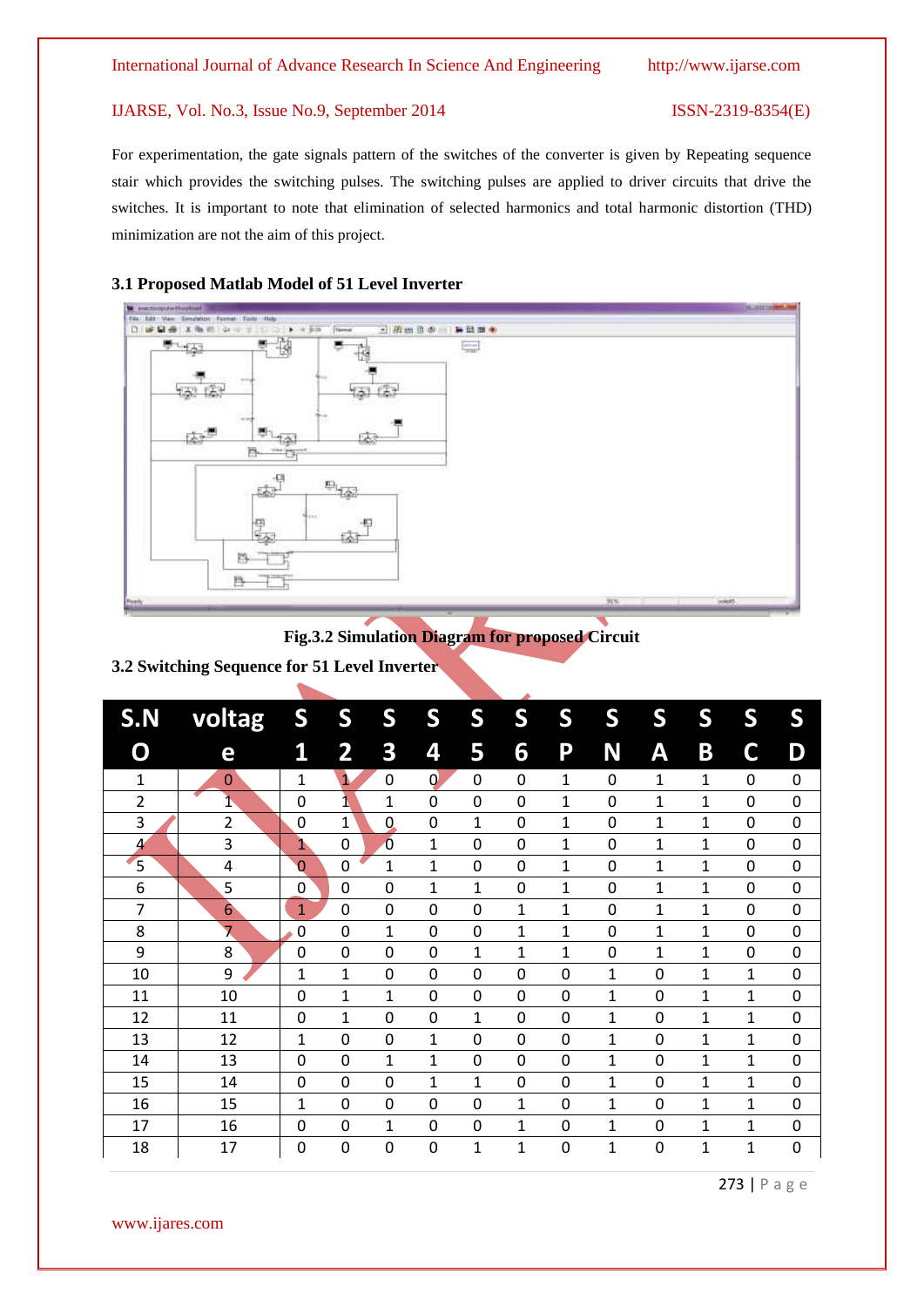For experimentation, the gate signals pattern of the switches of the converter is given by Repeating sequence stair which provides the switching pulses. The switching pulses are applied to driver circuits that drive the switches. It is important to note that elimination of selected harmonics and total harmonic distortion (THD) minimization are not the aim of this project.

### 3.1 Proposed Matlab Model of 51 Level Inverter

Fig.3.2 Simulation Diagram for proposed Circuit

### 3.2 Switching Sequence for 51 Level Inverter

| S.NO | voltage | S1 | S2 | S3 | S4 | S5 | S6 | SP | SN | SA | SB | SC | SD |
|---|---|---|---|---|---|---|---|---|---|---|---|---|---|
| 1 | 0 | 1 | 1 | 0 | 0 | 0 | 0 | 1 | 0 | 1 | 1 | 0 | 0 |
| 2 | 1 | 0 | 1 | 1 | 0 | 0 | 0 | 1 | 0 | 1 | 1 | 0 | 0 |
| 3 | 2 | 0 | 1 | 0 | 0 | 1 | 0 | 1 | 0 | 1 | 1 | 0 | 0 |
| 4 | 3 | 1 | 0 | 0 | 1 | 0 | 0 | 1 | 0 | 1 | 1 | 0 | 0 |
| 5 | 4 | 0 | 0 | 1 | 1 | 0 | 0 | 1 | 0 | 1 | 1 | 0 | 0 |
| 6 | 5 | 0 | 0 | 0 | 1 | 1 | 0 | 1 | 0 | 1 | 1 | 0 | 0 |
| 7 | 6 | 1 | 0 | 0 | 0 | 0 | 1 | 1 | 0 | 1 | 1 | 0 | 0 |
| 8 | 7 | 0 | 0 | 1 | 0 | 0 | 1 | 1 | 0 | 1 | 1 | 0 | 0 |
| 9 | 8 | 0 | 0 | 0 | 0 | 1 | 1 | 1 | 0 | 1 | 1 | 0 | 0 |
| 10 | 9 | 1 | 1 | 0 | 0 | 0 | 0 | 0 | 1 | 0 | 1 | 1 | 0 |
| 11 | 10 | 0 | 1 | 1 | 0 | 0 | 0 | 0 | 1 | 0 | 1 | 1 | 0 |
| 12 | 11 | 0 | 1 | 0 | 0 | 1 | 0 | 0 | 1 | 0 | 1 | 1 | 0 |
| 13 | 12 | 1 | 0 | 0 | 1 | 0 | 0 | 0 | 1 | 0 | 1 | 1 | 0 |
| 14 | 13 | 0 | 0 | 1 | 1 | 0 | 0 | 0 | 1 | 0 | 1 | 1 | 0 |
| 15 | 14 | 0 | 0 | 0 | 1 | 1 | 0 | 0 | 1 | 0 | 1 | 1 | 0 |
| 16 | 15 | 1 | 0 | 0 | 0 | 0 | 1 | 0 | 1 | 0 | 1 | 1 | 0 |
| 17 | 16 | 0 | 0 | 1 | 0 | 0 | 1 | 0 | 1 | 0 | 1 | 1 | 0 |
| 18 | 17 | 0 | 0 | 0 | 0 | 1 | 1 | 0 | 1 | 0 | 1 | 1 | 0 |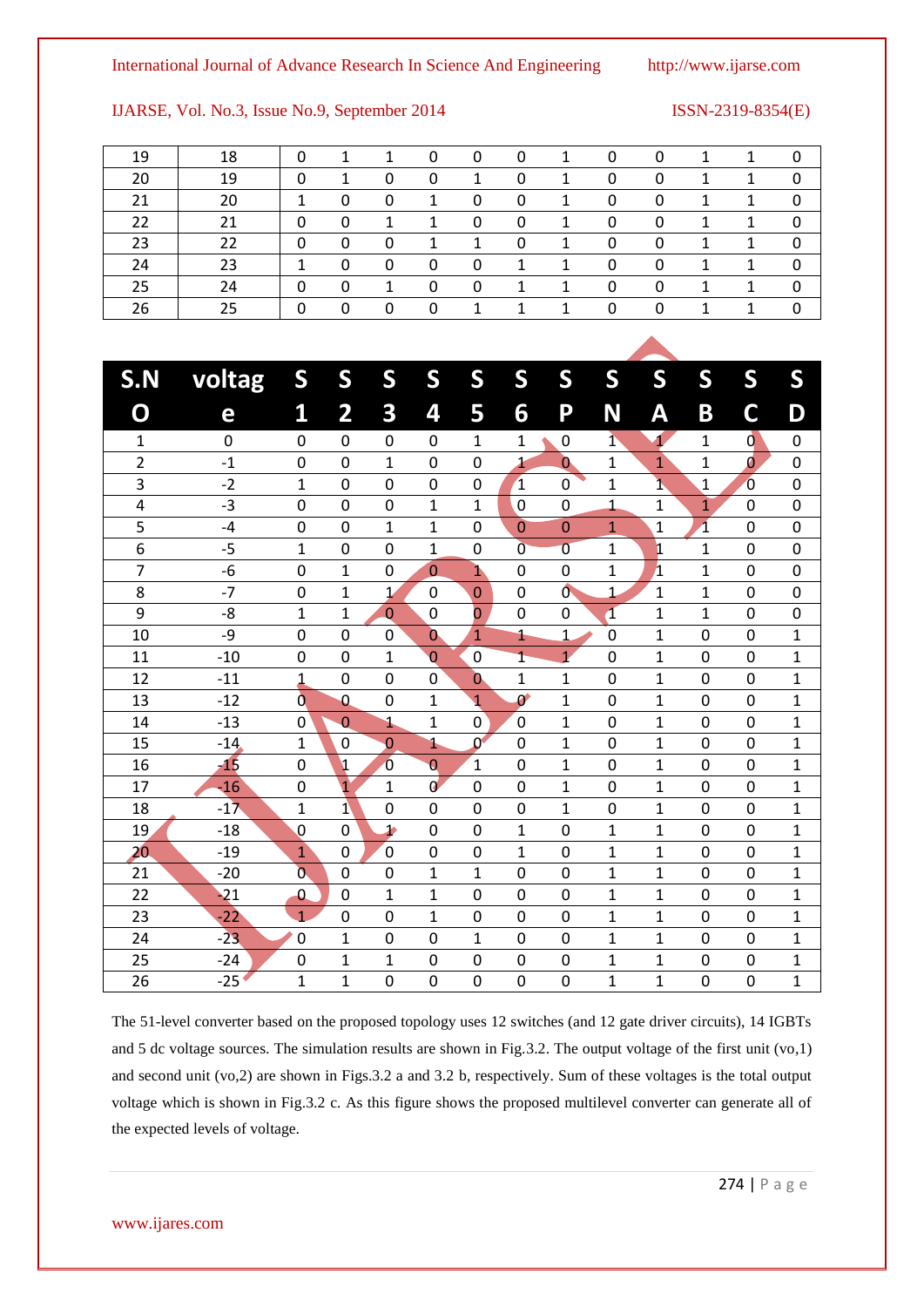| 19 | 18 | 0 | 1 | 1 | 0 | 0 | 0 | 1 | 0 | 0 | 1 | 1 | 0 |
|---|---|---|---|---|---|---|---|---|---|---|---|---|---|
| 20 | 19 | 0 | 1 | 0 | 0 | 1 | 0 | 1 | 0 | 0 | 1 | 1 | 0 |
| 21 | 20 | 1 | 0 | 0 | 1 | 0 | 0 | 1 | 0 | 0 | 1 | 1 | 0 |
| 22 | 21 | 0 | 0 | 1 | 1 | 0 | 0 | 1 | 0 | 0 | 1 | 1 | 0 |
| 23 | 22 | 0 | 0 | 0 | 1 | 1 | 0 | 1 | 0 | 0 | 1 | 1 | 0 |
| 24 | 23 | 1 | 0 | 0 | 0 | 0 | 1 | 1 | 0 | 0 | 1 | 1 | 0 |
| 25 | 24 | 0 | 0 | 1 | 0 | 0 | 1 | 1 | 0 | 0 | 1 | 1 | 0 |
| 26 | 25 | 0 | 0 | 0 | 0 | 1 | 1 | 1 | 0 | 0 | 1 | 1 | 0 |

| S.NO | voltage | S1 | S2 | S3 | S4 | S5 | S6 | SP | SN | SA | SB | SC | SD |
|---|---|---|---|---|---|---|---|---|---|---|---|---|---|
| 1 | 0 | 0 | 0 | 0 | 0 | 1 | 1 | 0 | 1 | 1 | 1 | 0 | 0 |
| 2 | -1 | 0 | 0 | 1 | 0 | 0 | 1 | 0 | 1 | 1 | 1 | 0 | 0 |
| 3 | -2 | 1 | 0 | 0 | 0 | 0 | 1 | 0 | 1 | 1 | 1 | 0 | 0 |
| 4 | -3 | 0 | 0 | 0 | 1 | 1 | 0 | 0 | 1 | 1 | 1 | 0 | 0 |
| 5 | -4 | 0 | 0 | 1 | 1 | 0 | 0 | 0 | 1 | 1 | 1 | 0 | 0 |
| 6 | -5 | 1 | 0 | 0 | 1 | 0 | 0 | 0 | 1 | 1 | 1 | 0 | 0 |
| 7 | -6 | 0 | 1 | 0 | 0 | 1 | 0 | 0 | 1 | 1 | 1 | 0 | 0 |
| 8 | -7 | 0 | 1 | 1 | 0 | 0 | 0 | 0 | 1 | 1 | 1 | 0 | 0 |
| 9 | -8 | 1 | 1 | 0 | 0 | 0 | 0 | 0 | 1 | 1 | 1 | 0 | 0 |
| 10 | -9 | 0 | 0 | 0 | 0 | 1 | 1 | 1 | 0 | 1 | 0 | 0 | 1 |
| 11 | -10 | 0 | 0 | 1 | 0 | 0 | 1 | 1 | 0 | 1 | 0 | 0 | 1 |
| 12 | -11 | 1 | 0 | 0 | 0 | 0 | 1 | 1 | 0 | 1 | 0 | 0 | 1 |
| 13 | -12 | 0 | 0 | 0 | 1 | 1 | 0 | 1 | 0 | 1 | 0 | 0 | 1 |
| 14 | -13 | 0 | 0 | 1 | 1 | 0 | 0 | 1 | 0 | 1 | 0 | 0 | 1 |
| 15 | -14 | 1 | 0 | 0 | 1 | 0 | 0 | 1 | 0 | 1 | 0 | 0 | 1 |
| 16 | -15 | 0 | 1 | 0 | 0 | 1 | 0 | 1 | 0 | 1 | 0 | 0 | 1 |
| 17 | -16 | 0 | 1 | 1 | 0 | 0 | 0 | 1 | 0 | 1 | 0 | 0 | 1 |
| 18 | -17 | 1 | 1 | 0 | 0 | 0 | 0 | 1 | 0 | 1 | 0 | 0 | 1 |
| 19 | -18 | 0 | 0 | 1 | 0 | 0 | 1 | 0 | 1 | 1 | 0 | 0 | 1 |
| 20 | -19 | 1 | 0 | 0 | 0 | 0 | 1 | 0 | 1 | 1 | 0 | 0 | 1 |
| 21 | -20 | 0 | 0 | 0 | 1 | 1 | 0 | 0 | 1 | 1 | 0 | 0 | 1 |
| 22 | -21 | 0 | 0 | 1 | 1 | 0 | 0 | 0 | 1 | 1 | 0 | 0 | 1 |
| 23 | -22 | 1 | 0 | 0 | 1 | 0 | 0 | 0 | 1 | 1 | 0 | 0 | 1 |
| 24 | -23 | 0 | 1 | 0 | 0 | 1 | 0 | 0 | 1 | 1 | 0 | 0 | 1 |
| 25 | -24 | 0 | 1 | 1 | 0 | 0 | 0 | 0 | 1 | 1 | 0 | 0 | 1 |
| 26 | -25 | 1 | 1 | 0 | 0 | 0 | 0 | 0 | 1 | 1 | 0 | 0 | 1 |

The 51-level converter based on the proposed topology uses 12 switches (and 12 gate driver circuits), 14 IGBTs and 5 dc voltage sources. The simulation results are shown in Fig.3.2. The output voltage of the first unit ($v_{o,1}$) and second unit ($v_{o,2}$) are shown in Figs.3.2 a and 3.2 b, respectively. Sum of these voltages is the total output voltage which is shown in Fig.3.2 c. As this figure shows the proposed multilevel converter can generate all of the expected levels of voltage.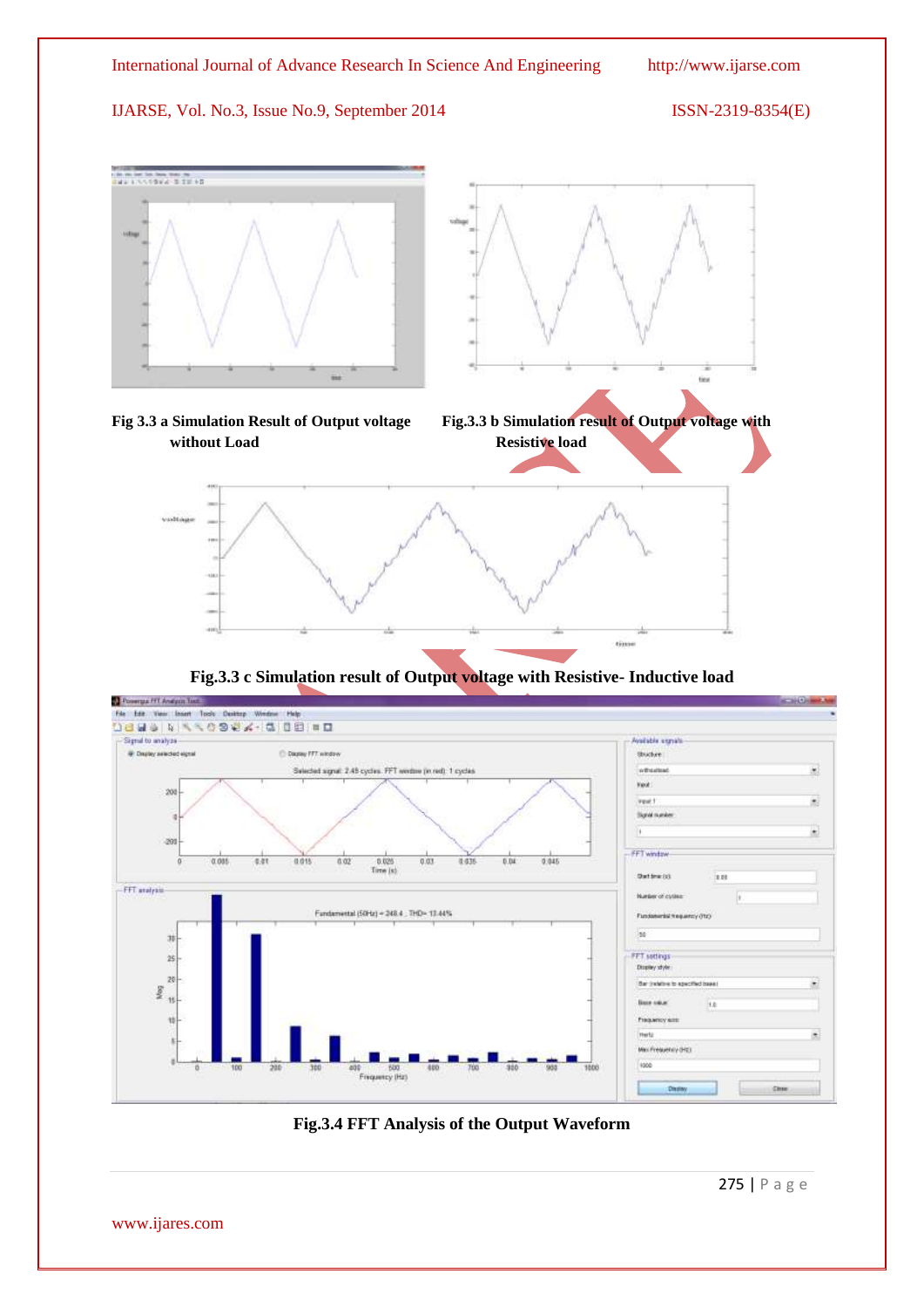Fig 3.3 a Simulation Result of Output voltage without Load

Fig.3.3 b Simulation result of Output voltage with Resistive load

Fig.3.3 c Simulation result of Output voltage with Resistive- Inductive load

Fig.3.4 FFT Analysis of the Output Waveform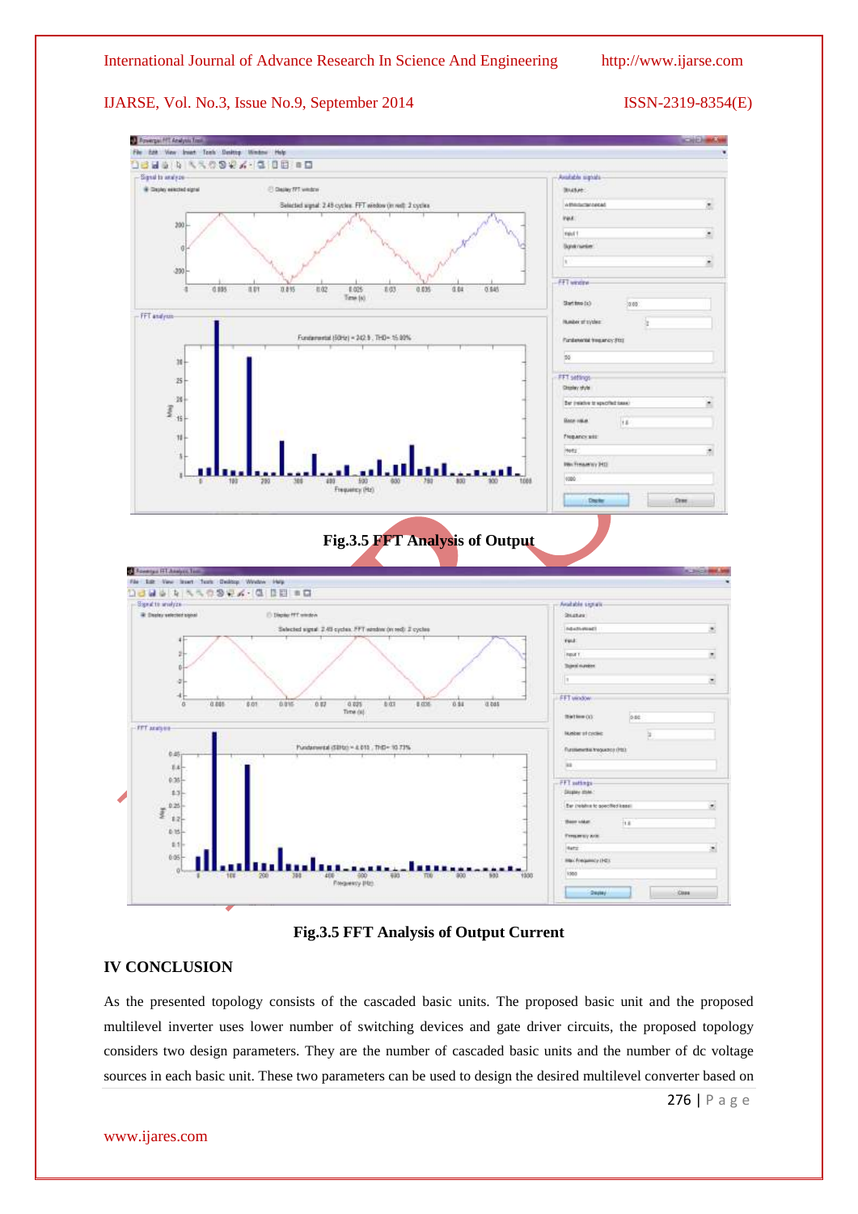Fig.3.5 FFT Analysis of Output

Fig.3.5 FFT Analysis of Output Current

## IV CONCLUSION

As the presented topology consists of the cascaded basic units. The proposed basic unit and the proposed multilevel inverter uses lower number of switching devices and gate driver circuits, the proposed topology considers two design parameters. They are the number of cascaded basic units and the number of dc voltage sources in each basic unit. These two parameters can be used to design the desired multilevel converter based on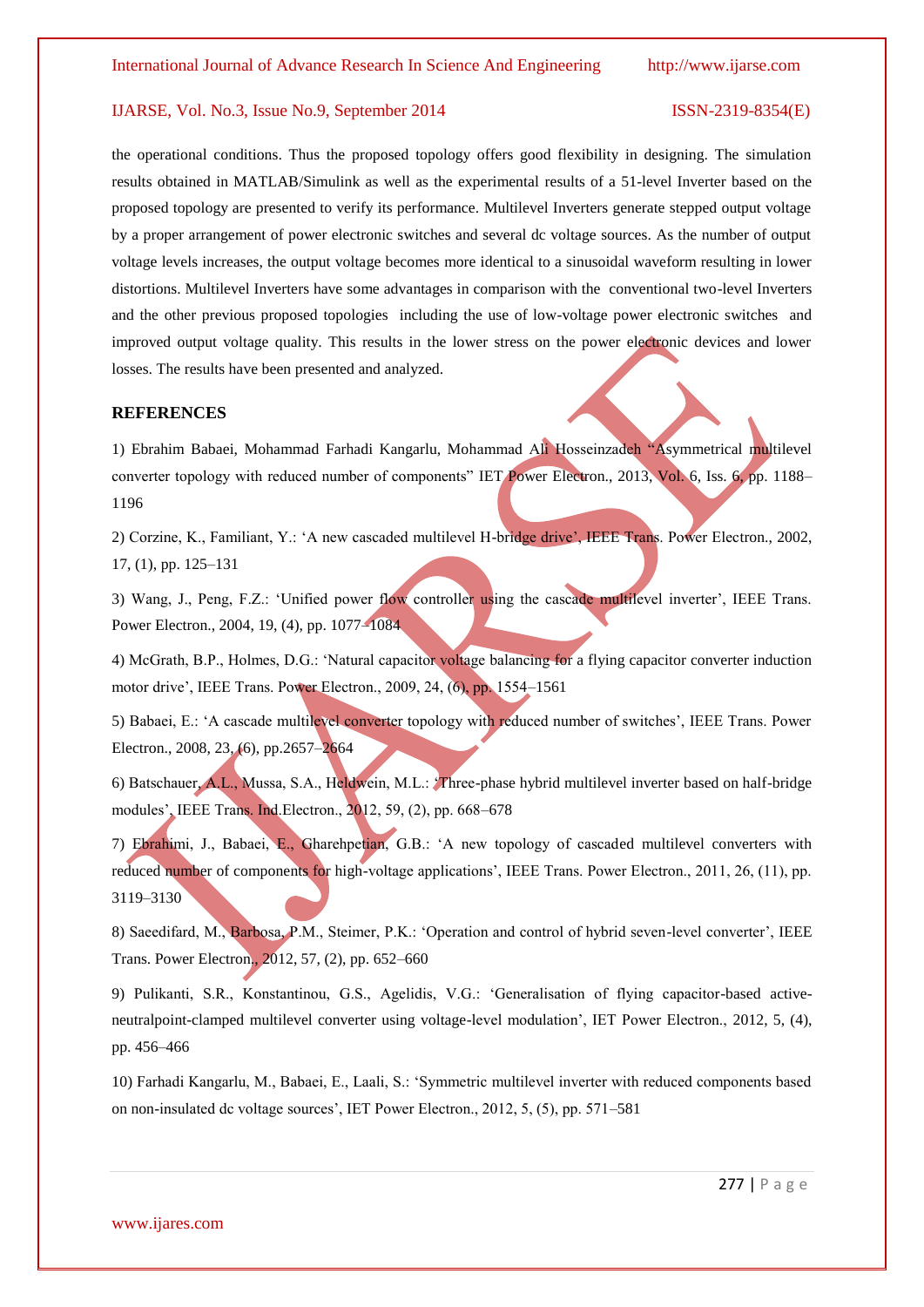the operational conditions. Thus the proposed topology offers good flexibility in designing. The simulation results obtained in MATLAB/Simulink as well as the experimental results of a 51-level Inverter based on the proposed topology are presented to verify its performance. Multilevel Inverters generate stepped output voltage by a proper arrangement of power electronic switches and several dc voltage sources. As the number of output voltage levels increases, the output voltage becomes more identical to a sinusoidal waveform resulting in lower distortions. Multilevel Inverters have some advantages in comparison with the conventional two-level Inverters and the other previous proposed topologies including the use of low-voltage power electronic switches and improved output voltage quality. This results in the lower stress on the power electronic devices and lower losses. The results have been presented and analyzed.

## REFERENCES

1) Ebrahim Babaei, Mohammad Farhadi Kangarlu, Mohammad Ali Hosseinzadeh "Asymmetrical multilevel converter topology with reduced number of components" IET Power Electron., 2013, Vol. 6, Iss. 6, pp. 1188–1196

2) Corzine, K., Familiant, Y.: 'A new cascaded multilevel H-bridge drive', IEEE Trans. Power Electron., 2002, 17, (1), pp. 125–131

3) Wang, J., Peng, F.Z.: 'Unified power flow controller using the cascade multilevel inverter', IEEE Trans. Power Electron., 2004, 19, (4), pp. 1077–1084

4) McGrath, B.P., Holmes, D.G.: 'Natural capacitor voltage balancing for a flying capacitor converter induction motor drive', IEEE Trans. Power Electron., 2009, 24, (6), pp. 1554–1561

5) Babaei, E.: 'A cascade multilevel converter topology with reduced number of switches', IEEE Trans. Power Electron., 2008, 23, (6), pp.2657–2664

6) Batschauer, A.L., Mussa, S.A., Heldwein, M.L.: 'Three-phase hybrid multilevel inverter based on half-bridge modules', IEEE Trans. Ind.Electron., 2012, 59, (2), pp. 668–678

7) Ebrahimi, J., Babaei, E., Gharehpetian, G.B.: 'A new topology of cascaded multilevel converters with reduced number of components for high-voltage applications', IEEE Trans. Power Electron., 2011, 26, (11), pp. 3119–3130

8) Saeedifard, M., Barbosa, P.M., Steimer, P.K.: 'Operation and control of hybrid seven-level converter', IEEE Trans. Power Electron., 2012, 57, (2), pp. 652–660

9) Pulikanti, S.R., Konstantinou, G.S., Agelidis, V.G.: 'Generalisation of flying capacitor-based active-neutralpoint-clamped multilevel converter using voltage-level modulation', IET Power Electron., 2012, 5, (4), pp. 456–466

10) Farhadi Kangarlu, M., Babaei, E., Laali, S.: 'Symmetric multilevel inverter with reduced components based on non-insulated dc voltage sources', IET Power Electron., 2012, 5, (5), pp. 571–581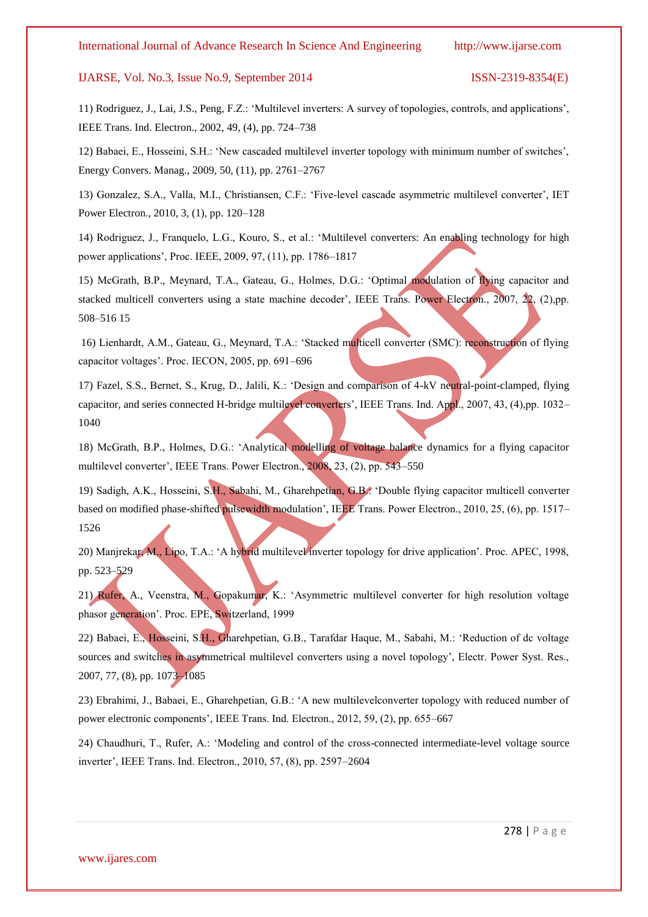11) Rodriguez, J., Lai, J.S., Peng, F.Z.: 'Multilevel inverters: A survey of topologies, controls, and applications', IEEE Trans. Ind. Electron., 2002, 49, (4), pp. 724–738

12) Babaei, E., Hosseini, S.H.: 'New cascaded multilevel inverter topology with minimum number of switches', Energy Convers. Manag., 2009, 50, (11), pp. 2761–2767

13) Gonzalez, S.A., Valla, M.I., Christiansen, C.F.: 'Five-level cascade asymmetric multilevel converter', IET Power Electron., 2010, 3, (1), pp. 120–128

14) Rodriguez, J., Franquelo, L.G., Kouro, S., et al.: 'Multilevel converters: An enabling technology for high power applications', Proc. IEEE, 2009, 97, (11), pp. 1786–1817

15) McGrath, B.P., Meynard, T.A., Gateau, G., Holmes, D.G.: 'Optimal modulation of flying capacitor and stacked multicell converters using a state machine decoder', IEEE Trans. Power Electron., 2007, 22, (2),pp. 508–516 15

16) Lienhardt, A.M., Gateau, G., Meynard, T.A.: 'Stacked multicell converter (SMC): reconstruction of flying capacitor voltages'. Proc. IECON, 2005, pp. 691–696

17) Fazel, S.S., Bernet, S., Krug, D., Jalili, K.: 'Design and comparison of 4-kV neutral-point-clamped, flying capacitor, and series connected H-bridge multilevel converters', IEEE Trans. Ind. Appl., 2007, 43, (4),pp. 1032–1040

18) McGrath, B.P., Holmes, D.G.: 'Analytical modelling of voltage balance dynamics for a flying capacitor multilevel converter', IEEE Trans. Power Electron., 2008, 23, (2), pp. 543–550

19) Sadigh, A.K., Hosseini, S.H., Sabahi, M., Gharehpetian, G.B.: 'Double flying capacitor multicell converter based on modified phase-shifted pulsewidth modulation', IEEE Trans. Power Electron., 2010, 25, (6), pp. 1517–1526

20) Manjrekar, M., Lipo, T.A.: 'A hybrid multilevel inverter topology for drive application'. Proc. APEC, 1998, pp. 523–529

21) Rufer, A., Veenstra, M., Gopakumar, K.: 'Asymmetric multilevel converter for high resolution voltage phasor generation'. Proc. EPE, Switzerland, 1999

22) Babaei, E., Hosseini, S.H., Gharehpetian, G.B., Tarafdar Haque, M., Sabahi, M.: 'Reduction of dc voltage sources and switches in asymmetrical multilevel converters using a novel topology', Electr. Power Syst. Res., 2007, 77, (8), pp. 1073–1085

23) Ebrahimi, J., Babaei, E., Gharehpetian, G.B.: 'A new multilevelconverter topology with reduced number of power electronic components', IEEE Trans. Ind. Electron., 2012, 59, (2), pp. 655–667

24) Chaudhuri, T., Rufer, A.: 'Modeling and control of the cross-connected intermediate-level voltage source inverter', IEEE Trans. Ind. Electron., 2010, 57, (8), pp. 2597–2604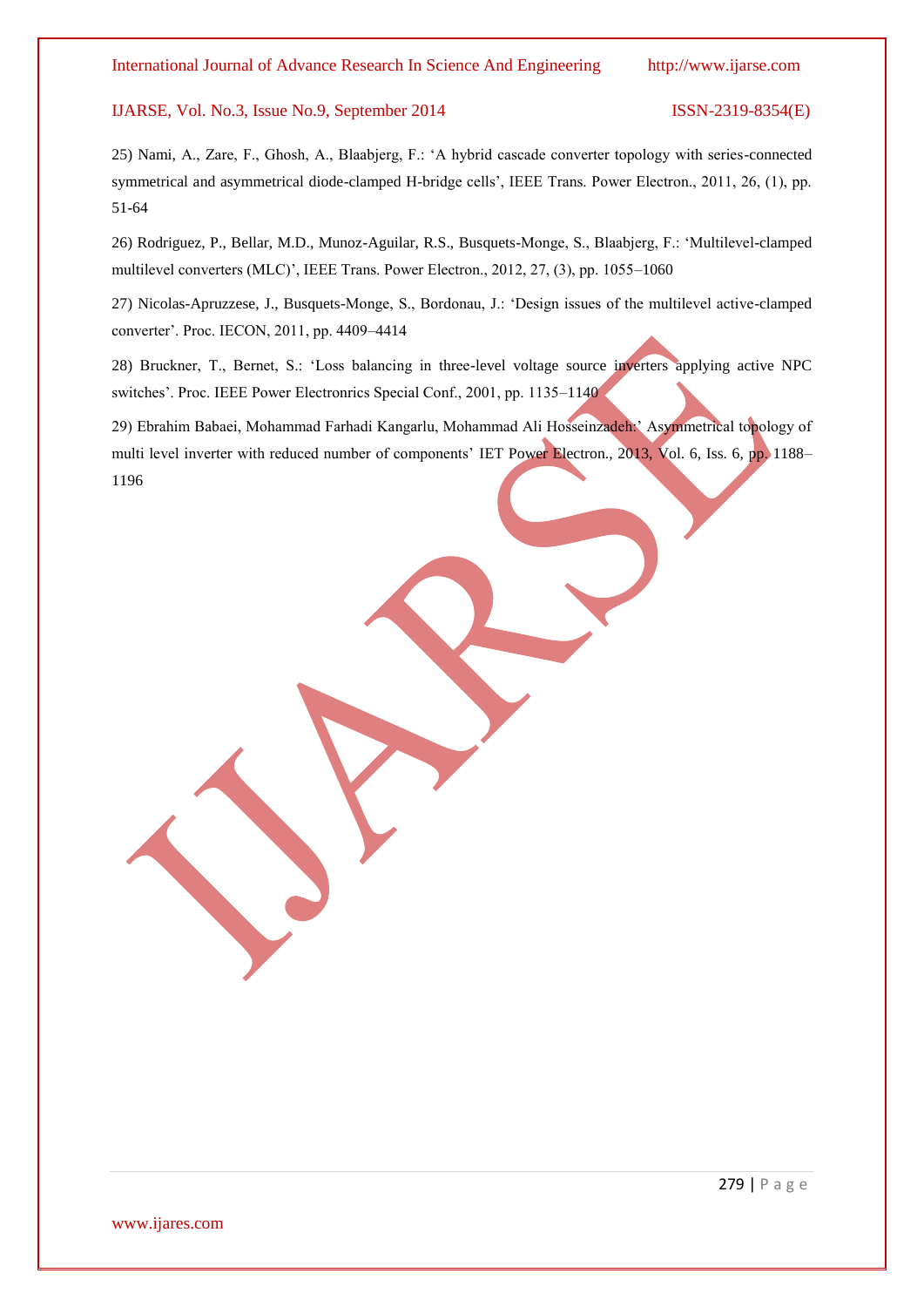25) Nami, A., Zare, F., Ghosh, A., Blaabjerg, F.: 'A hybrid cascade converter topology with series-connected symmetrical and asymmetrical diode-clamped H-bridge cells', IEEE Trans. Power Electron., 2011, 26, (1), pp. 51-64

26) Rodriguez, P., Bellar, M.D., Munoz-Aguilar, R.S., Busquets-Monge, S., Blaabjerg, F.: 'Multilevel-clamped multilevel converters (MLC)', IEEE Trans. Power Electron., 2012, 27, (3), pp. 1055–1060

27) Nicolas-Apruzzese, J., Busquets-Monge, S., Bordonau, J.: 'Design issues of the multilevel active-clamped converter'. Proc. IECON, 2011, pp. 4409–4414

28) Bruckner, T., Bernet, S.: 'Loss balancing in three-level voltage source inverters applying active NPC switches'. Proc. IEEE Power Electronrics Special Conf., 2001, pp. 1135–1140

29) Ebrahim Babaei, Mohammad Farhadi Kangarlu, Mohammad Ali Hosseinzadeh:' Asymmetrical topology of multi level inverter with reduced number of components' IET Power Electron., 2013, Vol. 6, Iss. 6, pp. 1188–1196